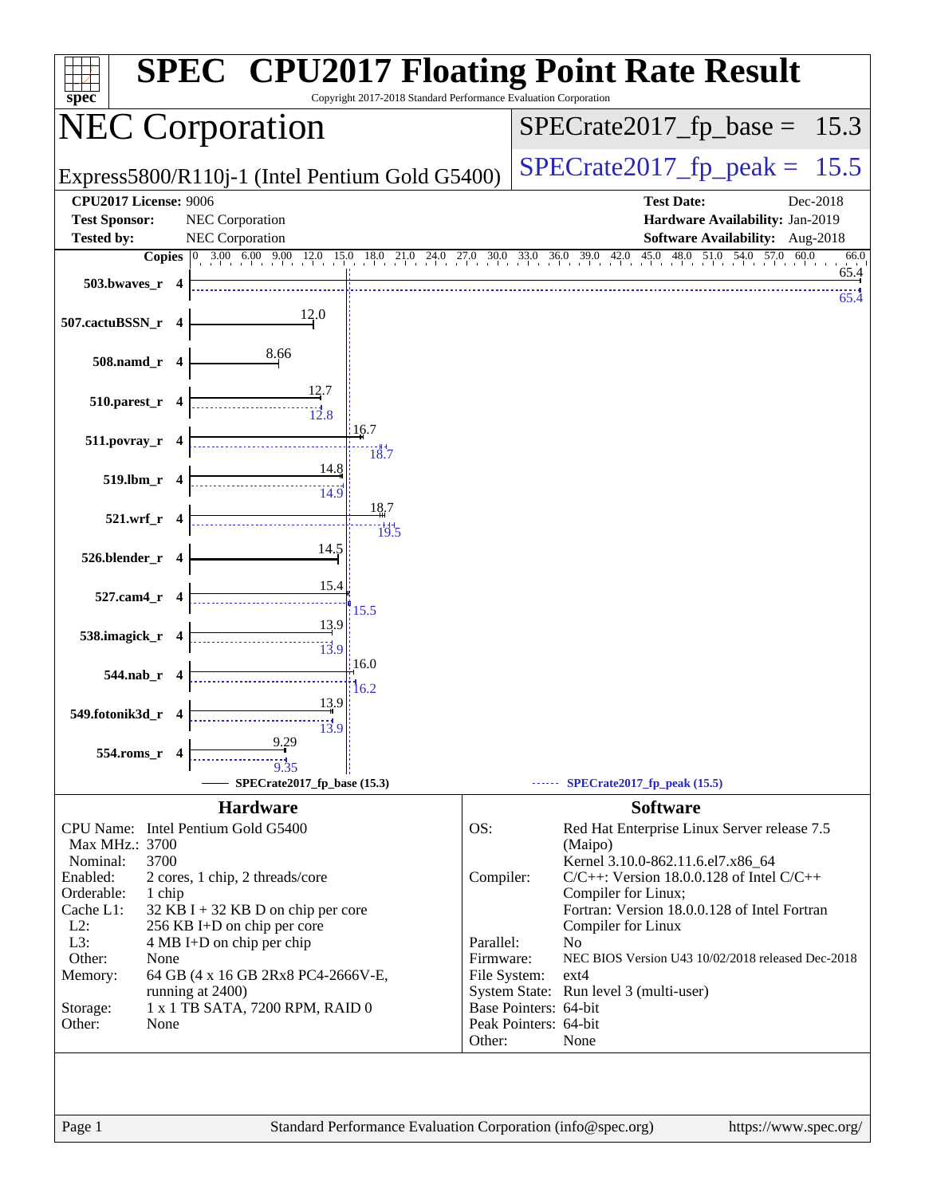# SPEC CPU2017 Floating Point Rate Result

Copyright 2017-2018 Standard Performance Evaluation Corporation

## NEC Corporation

Express5800/R110j-1 (Intel Pentium Gold G5400)

SPECrate2017_fp_base = 15.3

SPECrate2017_fp_peak = 15.5

**CPU2017 License:** 9006
**Test Sponsor:** NEC Corporation
**Tested by:** NEC Corporation

**Test Date:** Dec-2018
**Hardware Availability:** Jan-2019
**Software Availability:** Aug-2018

| Benchmark | Copies | Base | Peak |
|---|---|---|---|
| 503.bwaves_r | 4 | 65.4 | 65.4 |
| 507.cactuBSSN_r | 4 | 12.0 | |
| 508.namd_r | 4 | 8.66 | |
| 510.parest_r | 4 | 12.7 | 12.8 |
| 511.povray_r | 4 | 16.7 | 18.7 |
| 519.lbm_r | 4 | 14.8 | 14.9 |
| 521.wrf_r | 4 | 18.7 | 19.5 |
| 526.blender_r | 4 | 14.5 | |
| 527.cam4_r | 4 | 15.4 | 15.5 |
| 538.imagick_r | 4 | 13.9 | 13.9 |
| 544.nab_r | 4 | 16.0 | 16.2 |
| 549.fotonik3d_r | 4 | 13.9 | 13.9 |
| 554.roms_r | 4 | 9.29 | 9.35 |

SPECrate2017_fp_base (15.3) — SPECrate2017_fp_peak (15.5)

## Hardware

CPU Name: Intel Pentium Gold G5400
Max MHz.: 3700
Nominal: 3700
Enabled: 2 cores, 1 chip, 2 threads/core
Orderable: 1 chip
Cache L1: 32 KB I + 32 KB D on chip per core
L2: 256 KB I+D on chip per core
L3: 4 MB I+D on chip per chip
Other: None
Memory: 64 GB (4 x 16 GB 2Rx8 PC4-2666V-E, running at 2400)
Storage: 1 x 1 TB SATA, 7200 RPM, RAID 0
Other: None

## Software

OS: Red Hat Enterprise Linux Server release 7.5 (Maipo)
Kernel 3.10.0-862.11.6.el7.x86_64
Compiler: C/C++: Version 18.0.0.128 of Intel C/C++ Compiler for Linux;
Fortran: Version 18.0.0.128 of Intel Fortran Compiler for Linux
Parallel: No
Firmware: NEC BIOS Version U43 10/02/2018 released Dec-2018
File System: ext4
System State: Run level 3 (multi-user)
Base Pointers: 64-bit
Peak Pointers: 64-bit
Other: None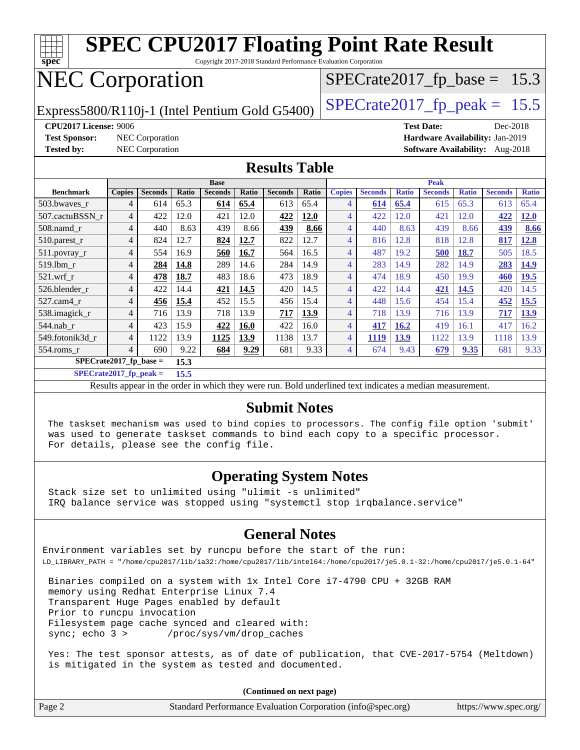# SPEC CPU2017 Floating Point Rate Result

Copyright 2017-2018 Standard Performance Evaluation Corporation

# NEC Corporation

Express5800/R110j-1 (Intel Pentium Gold G5400)

SPECrate2017_fp_base = 15.3

SPECrate2017_fp_peak = 15.5

**CPU2017 License:** 9006
**Test Sponsor:** NEC Corporation
**Tested by:** NEC Corporation

**Test Date:** Dec-2018
**Hardware Availability:** Jan-2019
**Software Availability:** Aug-2018

## Results Table

| Benchmark | Base | | | | | | | Peak | | | | | | |
|---|---|---|---|---|---|---|---|---|---|---|---|---|---|---|
| | Copies | Seconds | Ratio | Seconds | Ratio | Seconds | Ratio | Copies | Seconds | Ratio | Seconds | Ratio | Seconds | Ratio |
| 503.bwaves_r | 4 | 614 | 65.3 | **614** | **65.4** | 613 | 65.4 | 4 | **614** | **65.4** | 615 | 65.3 | 613 | 65.4 |
| 507.cactuBSSN_r | 4 | 422 | 12.0 | 421 | 12.0 | **422** | **12.0** | 4 | 422 | 12.0 | 421 | 12.0 | **422** | **12.0** |
| 508.namd_r | 4 | 440 | 8.63 | 439 | 8.66 | **439** | **8.66** | 4 | 440 | 8.63 | 439 | 8.66 | **439** | **8.66** |
| 510.parest_r | 4 | 824 | 12.7 | **824** | **12.7** | 822 | 12.7 | 4 | 816 | 12.8 | 818 | 12.8 | **817** | **12.8** |
| 511.povray_r | 4 | 554 | 16.9 | **560** | **16.7** | 564 | 16.5 | 4 | 487 | 19.2 | **500** | **18.7** | 505 | 18.5 |
| 519.lbm_r | 4 | **284** | **14.8** | 289 | 14.6 | 284 | 14.9 | 4 | 283 | 14.9 | 282 | 14.9 | **283** | **14.9** |
| 521.wrf_r | 4 | **478** | **18.7** | 483 | 18.6 | 473 | 18.9 | 4 | 474 | 18.9 | 450 | 19.9 | **460** | **19.5** |
| 526.blender_r | 4 | 422 | 14.4 | **421** | **14.5** | 420 | 14.5 | 4 | 422 | 14.4 | **421** | **14.5** | 420 | 14.5 |
| 527.cam4_r | 4 | **456** | **15.4** | 452 | 15.5 | 456 | 15.4 | 4 | 448 | 15.6 | 454 | 15.4 | **452** | **15.5** |
| 538.imagick_r | 4 | 716 | 13.9 | 718 | 13.9 | **717** | **13.9** | 4 | 718 | 13.9 | 716 | 13.9 | **717** | **13.9** |
| 544.nab_r | 4 | 423 | 15.9 | **422** | **16.0** | 422 | 16.0 | 4 | **417** | **16.2** | 419 | 16.1 | 417 | 16.2 |
| 549.fotonik3d_r | 4 | 1122 | 13.9 | **1125** | **13.9** | 1138 | 13.7 | 4 | **1119** | **13.9** | 1122 | 13.9 | 1118 | 13.9 |
| 554.roms_r | 4 | 690 | 9.22 | **684** | **9.29** | 681 | 9.33 | 4 | 674 | 9.43 | **679** | **9.35** | 681 | 9.33 |

**SPECrate2017_fp_base = 15.3**

**SPECrate2017_fp_peak = 15.5**

Results appear in the order in which they were run. Bold underlined text indicates a median measurement.

## Submit Notes

The taskset mechanism was used to bind copies to processors. The config file option 'submit' was used to generate taskset commands to bind each copy to a specific processor. For details, please see the config file.

## Operating System Notes

Stack size set to unlimited using "ulimit -s unlimited"
IRQ balance service was stopped using "systemctl stop irqbalance.service"

## General Notes

Environment variables set by runcpu before the start of the run:
LD_LIBRARY_PATH = "/home/cpu2017/lib/ia32:/home/cpu2017/lib/intel64:/home/cpu2017/je5.0.1-32:/home/cpu2017/je5.0.1-64"

Binaries compiled on a system with 1x Intel Core i7-4790 CPU + 32GB RAM memory using Redhat Enterprise Linux 7.4
Transparent Huge Pages enabled by default
Prior to runcpu invocation
Filesystem page cache synced and cleared with:
sync; echo 3 > /proc/sys/vm/drop_caches

Yes: The test sponsor attests, as of date of publication, that CVE-2017-5754 (Meltdown) is mitigated in the system as tested and documented.

**(Continued on next page)**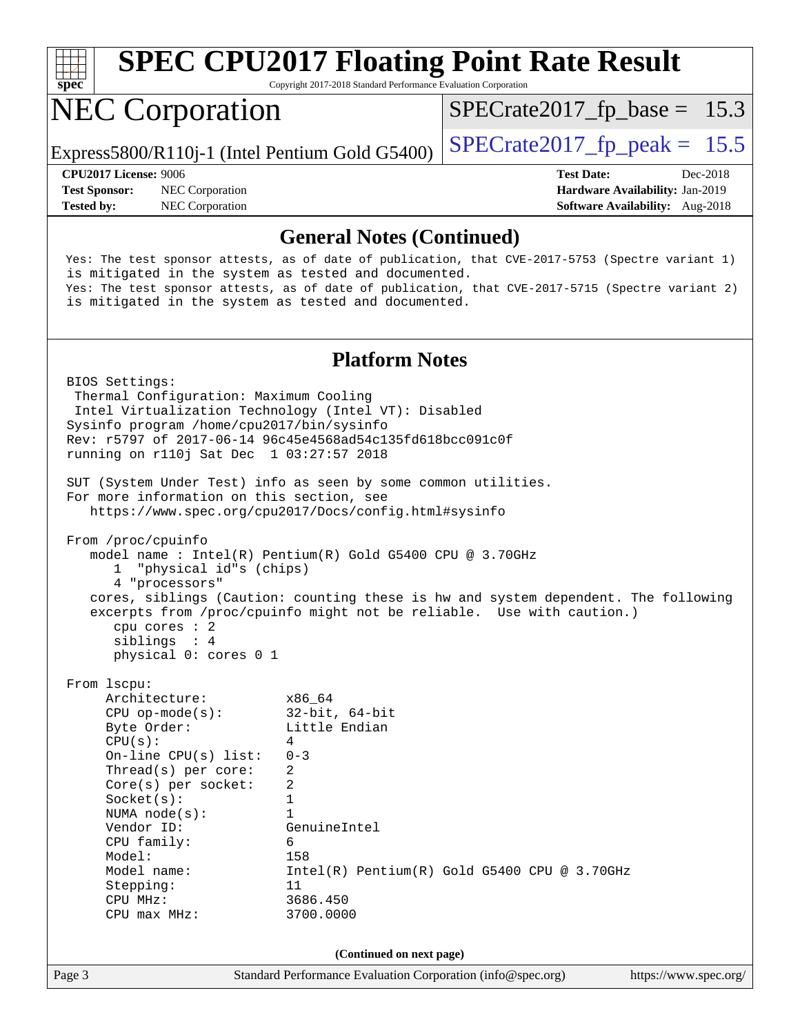# SPEC CPU2017 Floating Point Rate Result

Copyright 2017-2018 Standard Performance Evaluation Corporation

## NEC Corporation

Express5800/R110j-1 (Intel Pentium Gold G5400)

SPECrate2017_fp_base = 15.3

SPECrate2017_fp_peak = 15.5

**CPU2017 License:** 9006
**Test Sponsor:** NEC Corporation
**Tested by:** NEC Corporation

**Test Date:** Dec-2018
**Hardware Availability:** Jan-2019
**Software Availability:** Aug-2018

### General Notes (Continued)

```
Yes: The test sponsor attests, as of date of publication, that CVE-2017-5753 (Spectre variant 1)
is mitigated in the system as tested and documented.
Yes: The test sponsor attests, as of date of publication, that CVE-2017-5715 (Spectre variant 2)
is mitigated in the system as tested and documented.
```

### Platform Notes

```
BIOS Settings:
 Thermal Configuration: Maximum Cooling
 Intel Virtualization Technology (Intel VT): Disabled
Sysinfo program /home/cpu2017/bin/sysinfo
Rev: r5797 of 2017-06-14 96c45e4568ad54c135fd618bcc091c0f
running on r110j Sat Dec  1 03:27:57 2018

SUT (System Under Test) info as seen by some common utilities.
For more information on this section, see
   https://www.spec.org/cpu2017/Docs/config.html#sysinfo

From /proc/cpuinfo
   model name : Intel(R) Pentium(R) Gold G5400 CPU @ 3.70GHz
      1  "physical id"s (chips)
      4 "processors"
   cores, siblings (Caution: counting these is hw and system dependent. The following
   excerpts from /proc/cpuinfo might not be reliable.  Use with caution.)
      cpu cores : 2
      siblings  : 4
      physical 0: cores 0 1

From lscpu:
     Architecture:          x86_64
     CPU op-mode(s):        32-bit, 64-bit
     Byte Order:            Little Endian
     CPU(s):                4
     On-line CPU(s) list:   0-3
     Thread(s) per core:    2
     Core(s) per socket:    2
     Socket(s):             1
     NUMA node(s):          1
     Vendor ID:             GenuineIntel
     CPU family:            6
     Model:                 158
     Model name:            Intel(R) Pentium(R) Gold G5400 CPU @ 3.70GHz
     Stepping:              11
     CPU MHz:               3686.450
     CPU max MHz:           3700.0000
```

(Continued on next page)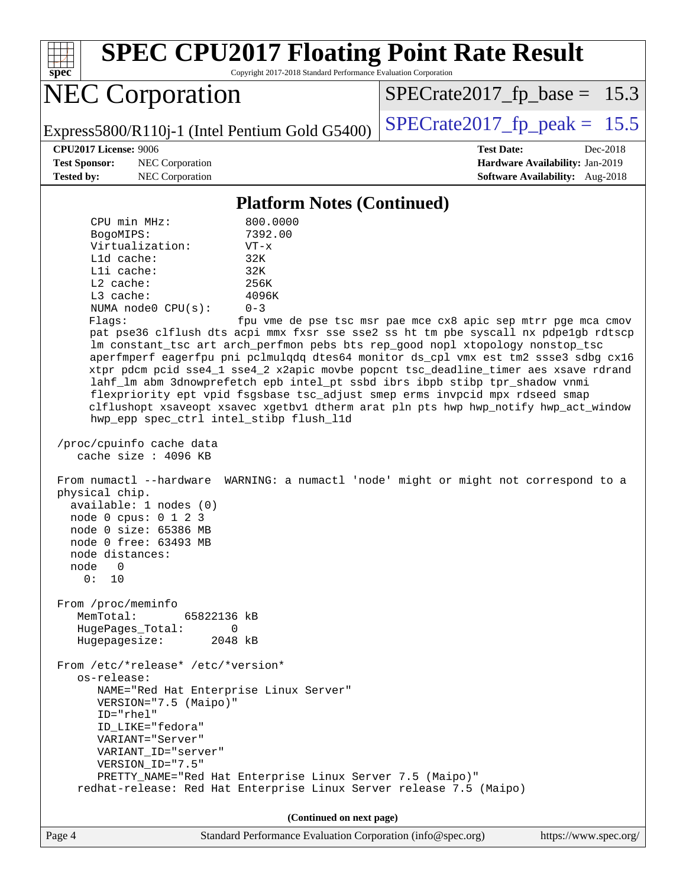## Platform Notes (Continued)

```
      CPU min MHz:            800.0000
      BogoMIPS:               7392.00
      Virtualization:         VT-x
      L1d cache:              32K
      L1i cache:              32K
      L2 cache:               256K
      L3 cache:               4096K
      NUMA node0 CPU(s):      0-3
      Flags:                  fpu vme de pse tsc msr pae mce cx8 apic sep mtrr pge mca cmov
      pat pse36 clflush dts acpi mmx fxsr sse sse2 ss ht tm pbe syscall nx pdpe1gb rdtscp
      lm constant_tsc art arch_perfmon pebs bts rep_good nopl xtopology nonstop_tsc
      aperfmperf eagerfpu pni pclmulqdq dtes64 monitor ds_cpl vmx est tm2 ssse3 sdbg cx16
      xtpr pdcm pcid sse4_1 sse4_2 x2apic movbe popcnt tsc_deadline_timer aes xsave rdrand
      lahf_lm abm 3dnowprefetch epb intel_pt ssbd ibrs ibpb stibp tpr_shadow vnmi
      flexpriority ept vpid fsgsbase tsc_adjust smep erms invpcid mpx rdseed smap
      clflushopt xsaveopt xsavec xgetbv1 dtherm arat pln pts hwp hwp_notify hwp_act_window
      hwp_epp spec_ctrl intel_stibp flush_l1d

 /proc/cpuinfo cache data
    cache size : 4096 KB

 From numactl --hardware  WARNING: a numactl 'node' might or might not correspond to a
 physical chip.
   available: 1 nodes (0)
   node 0 cpus: 0 1 2 3
   node 0 size: 65386 MB
   node 0 free: 63493 MB
   node distances:
   node   0
     0:  10

 From /proc/meminfo
    MemTotal:       65822136 kB
    HugePages_Total:       0
    Hugepagesize:       2048 kB

 From /etc/*release* /etc/*version*
    os-release:
       NAME="Red Hat Enterprise Linux Server"
       VERSION="7.5 (Maipo)"
       ID="rhel"
       ID_LIKE="fedora"
       VARIANT="Server"
       VARIANT_ID="server"
       VERSION_ID="7.5"
       PRETTY_NAME="Red Hat Enterprise Linux Server 7.5 (Maipo)"
    redhat-release: Red Hat Enterprise Linux Server release 7.5 (Maipo)
```

(Continued on next page)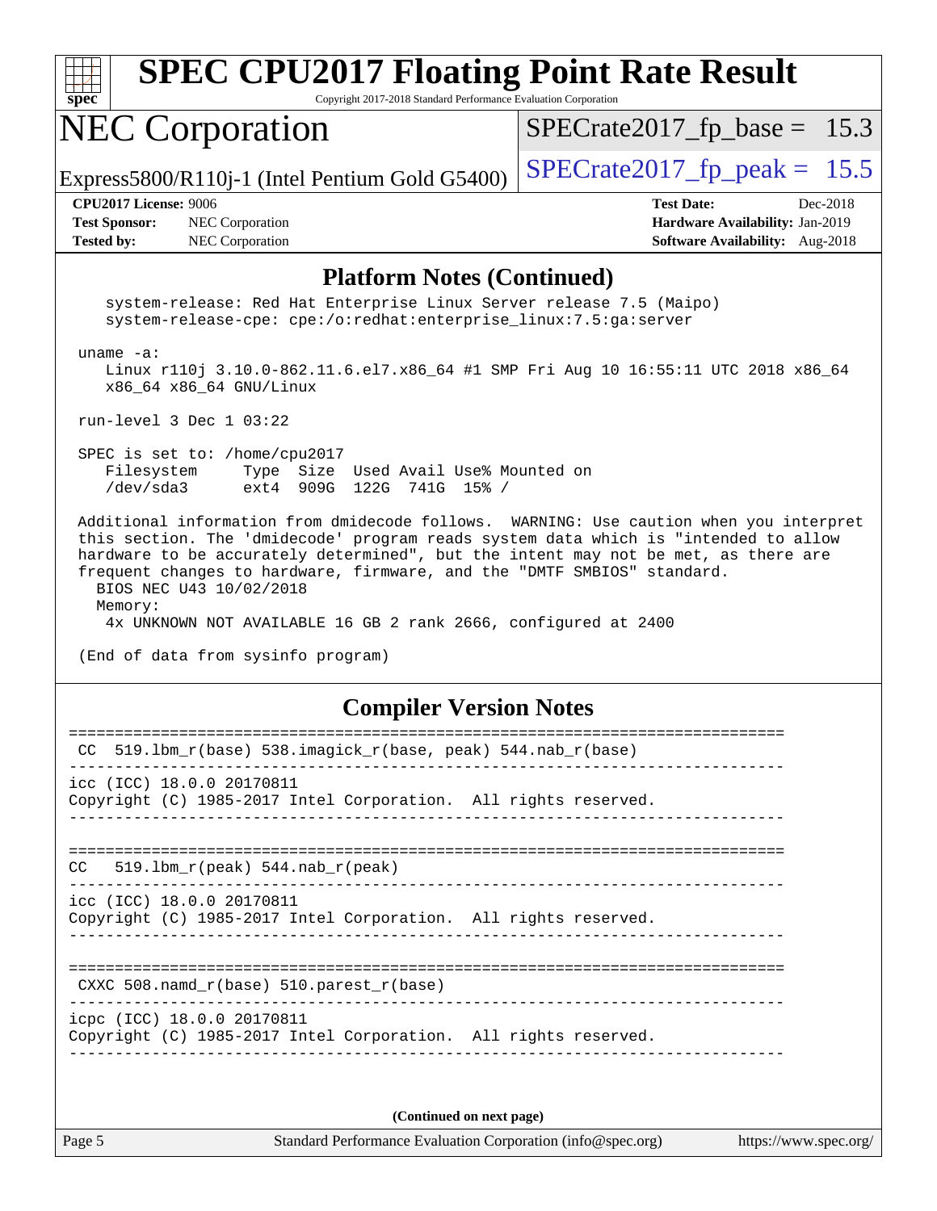## Platform Notes (Continued)

```
    system-release: Red Hat Enterprise Linux Server release 7.5 (Maipo)
    system-release-cpe: cpe:/o:redhat:enterprise_linux:7.5:ga:server

 uname -a:
    Linux r110j 3.10.0-862.11.6.el7.x86_64 #1 SMP Fri Aug 10 16:55:11 UTC 2018 x86_64
    x86_64 x86_64 GNU/Linux

 run-level 3 Dec 1 03:22

 SPEC is set to: /home/cpu2017
    Filesystem     Type  Size  Used Avail Use% Mounted on
    /dev/sda3      ext4  909G  122G  741G  15% /

 Additional information from dmidecode follows.  WARNING: Use caution when you interpret
 this section. The 'dmidecode' program reads system data which is "intended to allow
 hardware to be accurately determined", but the intent may not be met, as there are
 frequent changes to hardware, firmware, and the "DMTF SMBIOS" standard.
   BIOS NEC U43 10/02/2018
   Memory:
    4x UNKNOWN NOT AVAILABLE 16 GB 2 rank 2666, configured at 2400

 (End of data from sysinfo program)
```

## Compiler Version Notes

```
==============================================================================
 CC  519.lbm_r(base) 538.imagick_r(base, peak) 544.nab_r(base)
------------------------------------------------------------------------------
icc (ICC) 18.0.0 20170811
Copyright (C) 1985-2017 Intel Corporation.  All rights reserved.
------------------------------------------------------------------------------

==============================================================================
CC   519.lbm_r(peak) 544.nab_r(peak)
------------------------------------------------------------------------------
icc (ICC) 18.0.0 20170811
Copyright (C) 1985-2017 Intel Corporation.  All rights reserved.
------------------------------------------------------------------------------

==============================================================================
 CXXC 508.namd_r(base) 510.parest_r(base)
------------------------------------------------------------------------------
icpc (ICC) 18.0.0 20170811
Copyright (C) 1985-2017 Intel Corporation.  All rights reserved.
------------------------------------------------------------------------------
```

**(Continued on next page)**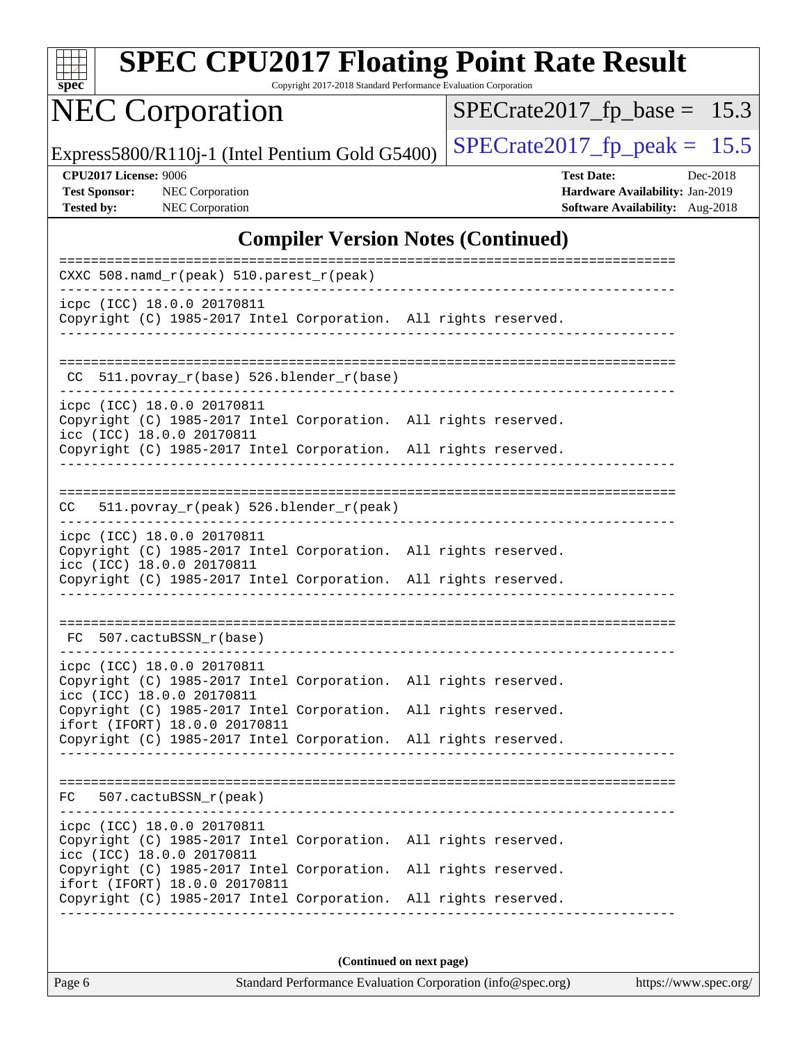## Compiler Version Notes (Continued)

```
==============================================================================
CXXC 508.namd_r(peak) 510.parest_r(peak)
------------------------------------------------------------------------------
icpc (ICC) 18.0.0 20170811
Copyright (C) 1985-2017 Intel Corporation.  All rights reserved.
------------------------------------------------------------------------------

==============================================================================
 CC  511.povray_r(base) 526.blender_r(base)
------------------------------------------------------------------------------
icpc (ICC) 18.0.0 20170811
Copyright (C) 1985-2017 Intel Corporation.  All rights reserved.
icc (ICC) 18.0.0 20170811
Copyright (C) 1985-2017 Intel Corporation.  All rights reserved.
------------------------------------------------------------------------------

==============================================================================
CC   511.povray_r(peak) 526.blender_r(peak)
------------------------------------------------------------------------------
icpc (ICC) 18.0.0 20170811
Copyright (C) 1985-2017 Intel Corporation.  All rights reserved.
icc (ICC) 18.0.0 20170811
Copyright (C) 1985-2017 Intel Corporation.  All rights reserved.
------------------------------------------------------------------------------

==============================================================================
 FC  507.cactuBSSN_r(base)
------------------------------------------------------------------------------
icpc (ICC) 18.0.0 20170811
Copyright (C) 1985-2017 Intel Corporation.  All rights reserved.
icc (ICC) 18.0.0 20170811
Copyright (C) 1985-2017 Intel Corporation.  All rights reserved.
ifort (IFORT) 18.0.0 20170811
Copyright (C) 1985-2017 Intel Corporation.  All rights reserved.
------------------------------------------------------------------------------

==============================================================================
FC   507.cactuBSSN_r(peak)
------------------------------------------------------------------------------
icpc (ICC) 18.0.0 20170811
Copyright (C) 1985-2017 Intel Corporation.  All rights reserved.
icc (ICC) 18.0.0 20170811
Copyright (C) 1985-2017 Intel Corporation.  All rights reserved.
ifort (IFORT) 18.0.0 20170811
Copyright (C) 1985-2017 Intel Corporation.  All rights reserved.
------------------------------------------------------------------------------
```

**(Continued on next page)**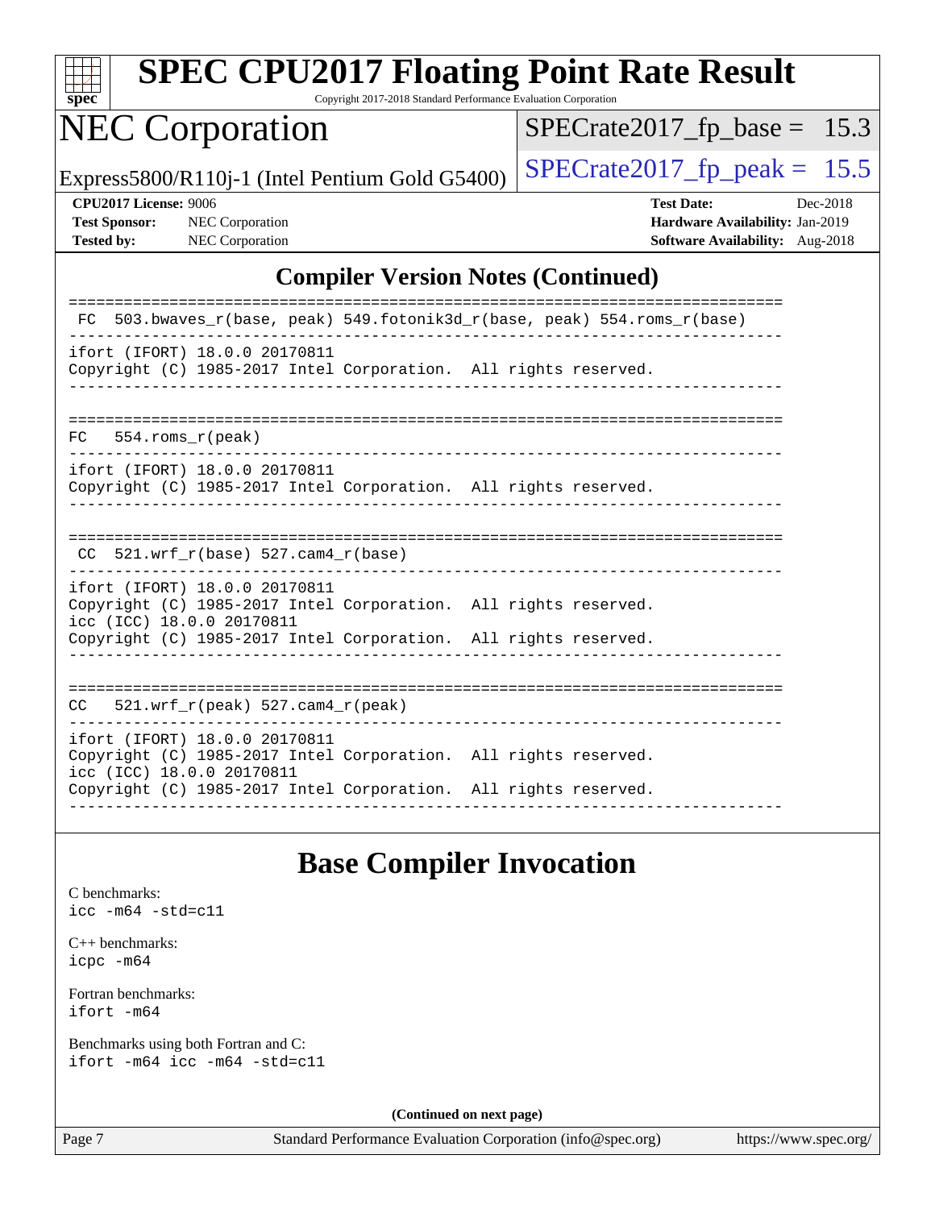## Compiler Version Notes (Continued)

```
==============================================================================
 FC  503.bwaves_r(base, peak) 549.fotonik3d_r(base, peak) 554.roms_r(base)
------------------------------------------------------------------------------
ifort (IFORT) 18.0.0 20170811
Copyright (C) 1985-2017 Intel Corporation.  All rights reserved.
------------------------------------------------------------------------------

==============================================================================
 FC   554.roms_r(peak)
------------------------------------------------------------------------------
ifort (IFORT) 18.0.0 20170811
Copyright (C) 1985-2017 Intel Corporation.  All rights reserved.
------------------------------------------------------------------------------

==============================================================================
 CC  521.wrf_r(base) 527.cam4_r(base)
------------------------------------------------------------------------------
ifort (IFORT) 18.0.0 20170811
Copyright (C) 1985-2017 Intel Corporation.  All rights reserved.
icc (ICC) 18.0.0 20170811
Copyright (C) 1985-2017 Intel Corporation.  All rights reserved.
------------------------------------------------------------------------------

==============================================================================
 CC   521.wrf_r(peak) 527.cam4_r(peak)
------------------------------------------------------------------------------
ifort (IFORT) 18.0.0 20170811
Copyright (C) 1985-2017 Intel Corporation.  All rights reserved.
icc (ICC) 18.0.0 20170811
Copyright (C) 1985-2017 Intel Corporation.  All rights reserved.
------------------------------------------------------------------------------
```

## Base Compiler Invocation

C benchmarks:
`icc -m64 -std=c11`

C++ benchmarks:
`icpc -m64`

Fortran benchmarks:
`ifort -m64`

Benchmarks using both Fortran and C:
`ifort -m64 icc -m64 -std=c11`

**(Continued on next page)**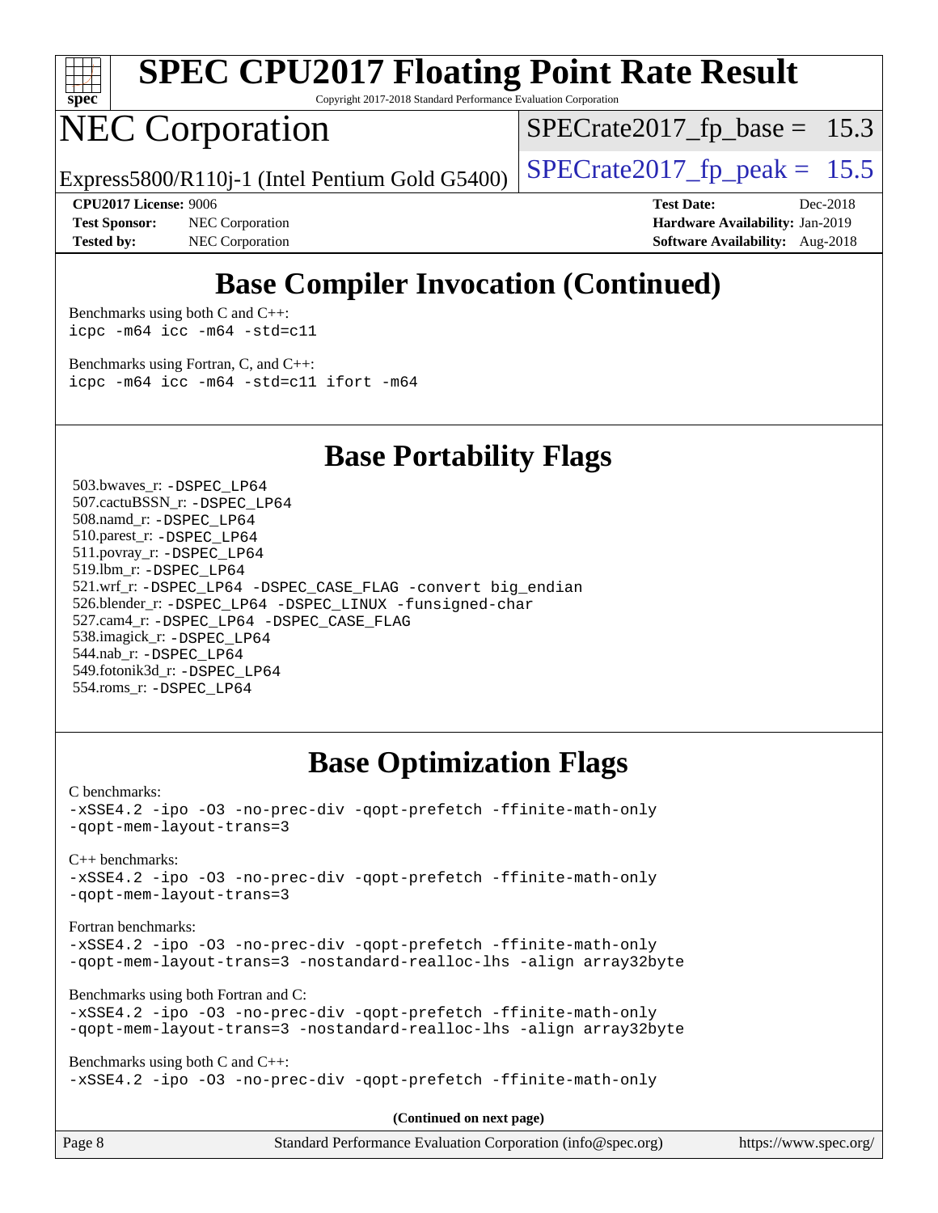# Base Compiler Invocation (Continued)

Benchmarks using both C and C++:
```
icpc -m64 icc -m64 -std=c11
```

Benchmarks using Fortran, C, and C++:
```
icpc -m64 icc -m64 -std=c11 ifort -m64
```

# Base Portability Flags

503.bwaves_r: -DSPEC_LP64
507.cactuBSSN_r: -DSPEC_LP64
508.namd_r: -DSPEC_LP64
510.parest_r: -DSPEC_LP64
511.povray_r: -DSPEC_LP64
519.lbm_r: -DSPEC_LP64
521.wrf_r: -DSPEC_LP64 -DSPEC_CASE_FLAG -convert big_endian
526.blender_r: -DSPEC_LP64 -DSPEC_LINUX -funsigned-char
527.cam4_r: -DSPEC_LP64 -DSPEC_CASE_FLAG
538.imagick_r: -DSPEC_LP64
544.nab_r: -DSPEC_LP64
549.fotonik3d_r: -DSPEC_LP64
554.roms_r: -DSPEC_LP64

# Base Optimization Flags

C benchmarks:
```
-xSSE4.2 -ipo -O3 -no-prec-div -qopt-prefetch -ffinite-math-only
-qopt-mem-layout-trans=3
```

C++ benchmarks:
```
-xSSE4.2 -ipo -O3 -no-prec-div -qopt-prefetch -ffinite-math-only
-qopt-mem-layout-trans=3
```

Fortran benchmarks:
```
-xSSE4.2 -ipo -O3 -no-prec-div -qopt-prefetch -ffinite-math-only
-qopt-mem-layout-trans=3 -nostandard-realloc-lhs -align array32byte
```

Benchmarks using both Fortran and C:
```
-xSSE4.2 -ipo -O3 -no-prec-div -qopt-prefetch -ffinite-math-only
-qopt-mem-layout-trans=3 -nostandard-realloc-lhs -align array32byte
```

Benchmarks using both C and C++:
```
-xSSE4.2 -ipo -O3 -no-prec-div -qopt-prefetch -ffinite-math-only
```

(Continued on next page)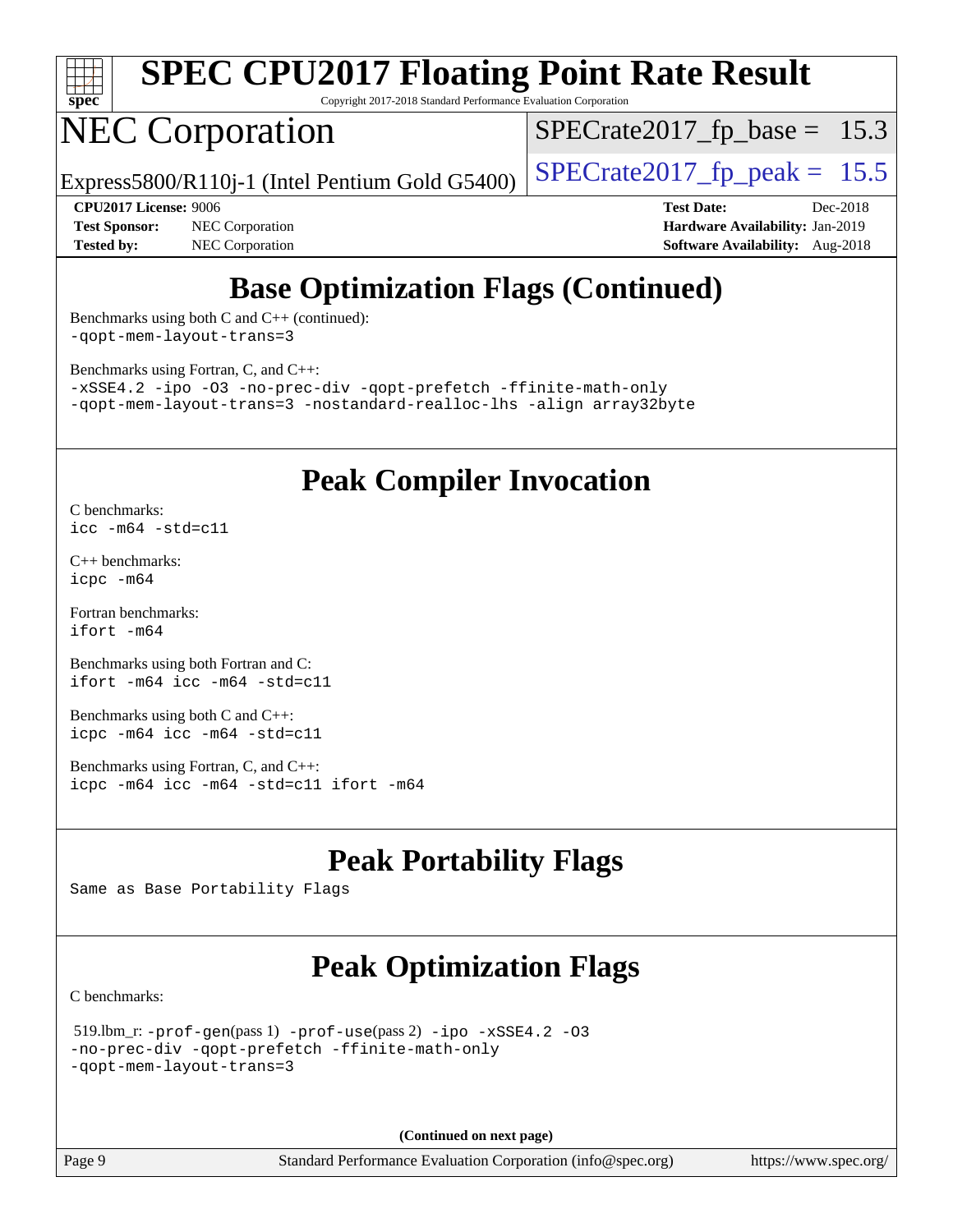# SPEC CPU2017 Floating Point Rate Result

Copyright 2017-2018 Standard Performance Evaluation Corporation

# NEC Corporation

Express5800/R110j-1 (Intel Pentium Gold G5400)

SPECrate2017_fp_base = 15.3

SPECrate2017_fp_peak = 15.5

**CPU2017 License:** 9006
**Test Sponsor:** NEC Corporation
**Tested by:** NEC Corporation

**Test Date:** Dec-2018
**Hardware Availability:** Jan-2019
**Software Availability:** Aug-2018

## Base Optimization Flags (Continued)

Benchmarks using both C and C++ (continued):
-qopt-mem-layout-trans=3

Benchmarks using Fortran, C, and C++:
-xSSE4.2 -ipo -O3 -no-prec-div -qopt-prefetch -ffinite-math-only
-qopt-mem-layout-trans=3 -nostandard-realloc-lhs -align array32byte

## Peak Compiler Invocation

C benchmarks:
icc -m64 -std=c11

C++ benchmarks:
icpc -m64

Fortran benchmarks:
ifort -m64

Benchmarks using both Fortran and C:
ifort -m64 icc -m64 -std=c11

Benchmarks using both C and C++:
icpc -m64 icc -m64 -std=c11

Benchmarks using Fortran, C, and C++:
icpc -m64 icc -m64 -std=c11 ifort -m64

## Peak Portability Flags

Same as Base Portability Flags

## Peak Optimization Flags

C benchmarks:

519.lbm_r: -prof-gen(pass 1) -prof-use(pass 2) -ipo -xSSE4.2 -O3
-no-prec-div -qopt-prefetch -ffinite-math-only
-qopt-mem-layout-trans=3

(Continued on next page)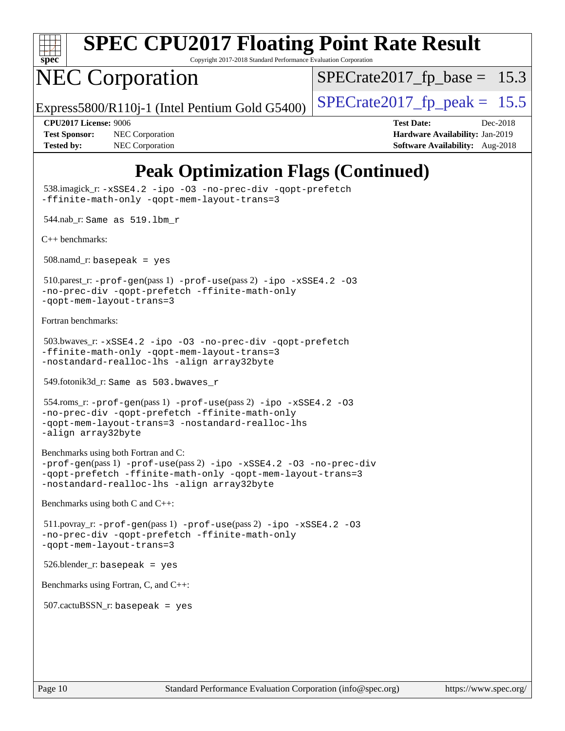# Peak Optimization Flags (Continued)

538.imagick_r: `-xSSE4.2 -ipo -O3 -no-prec-div -qopt-prefetch -ffinite-math-only -qopt-mem-layout-trans=3`

544.nab_r: `Same as 519.lbm_r`

C++ benchmarks:

508.namd_r: `basepeak = yes`

510.parest_r: `-prof-gen`(pass 1) `-prof-use`(pass 2) `-ipo -xSSE4.2 -O3 -no-prec-div -qopt-prefetch -ffinite-math-only -qopt-mem-layout-trans=3`

Fortran benchmarks:

503.bwaves_r: `-xSSE4.2 -ipo -O3 -no-prec-div -qopt-prefetch -ffinite-math-only -qopt-mem-layout-trans=3 -nostandard-realloc-lhs -align array32byte`

549.fotonik3d_r: `Same as 503.bwaves_r`

554.roms_r: `-prof-gen`(pass 1) `-prof-use`(pass 2) `-ipo -xSSE4.2 -O3 -no-prec-div -qopt-prefetch -ffinite-math-only -qopt-mem-layout-trans=3 -nostandard-realloc-lhs -align array32byte`

Benchmarks using both Fortran and C:
`-prof-gen`(pass 1) `-prof-use`(pass 2) `-ipo -xSSE4.2 -O3 -no-prec-div -qopt-prefetch -ffinite-math-only -qopt-mem-layout-trans=3 -nostandard-realloc-lhs -align array32byte`

Benchmarks using both C and C++:

511.povray_r: `-prof-gen`(pass 1) `-prof-use`(pass 2) `-ipo -xSSE4.2 -O3 -no-prec-div -qopt-prefetch -ffinite-math-only -qopt-mem-layout-trans=3`

526.blender_r: `basepeak = yes`

Benchmarks using Fortran, C, and C++:

507.cactuBSSN_r: `basepeak = yes`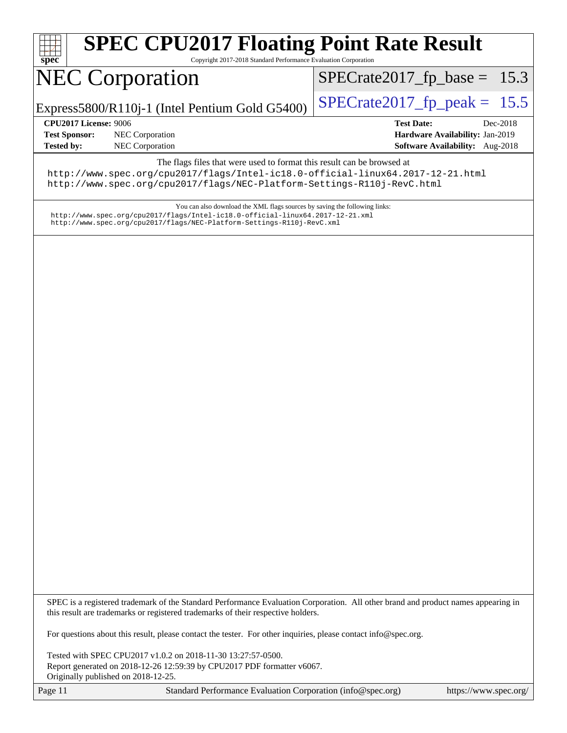# SPEC CPU2017 Floating Point Rate Result

Copyright 2017-2018 Standard Performance Evaluation Corporation

# NEC Corporation

Express5800/R110j-1 (Intel Pentium Gold G5400)

SPECrate2017_fp_base = 15.3

SPECrate2017_fp_peak = 15.5

**CPU2017 License:** 9006
**Test Sponsor:** NEC Corporation
**Tested by:** NEC Corporation

**Test Date:** Dec-2018
**Hardware Availability:** Jan-2019
**Software Availability:** Aug-2018

The flags files that were used to format this result can be browsed at

```
http://www.spec.org/cpu2017/flags/Intel-ic18.0-official-linux64.2017-12-21.html
http://www.spec.org/cpu2017/flags/NEC-Platform-Settings-R110j-RevC.html
```

You can also download the XML flags sources by saving the following links:

```
http://www.spec.org/cpu2017/flags/Intel-ic18.0-official-linux64.2017-12-21.xml
http://www.spec.org/cpu2017/flags/NEC-Platform-Settings-R110j-RevC.xml
```

SPEC is a registered trademark of the Standard Performance Evaluation Corporation. All other brand and product names appearing in this result are trademarks or registered trademarks of their respective holders.

For questions about this result, please contact the tester. For other inquiries, please contact info@spec.org.

Tested with SPEC CPU2017 v1.0.2 on 2018-11-30 13:27:57-0500.
Report generated on 2018-12-26 12:59:39 by CPU2017 PDF formatter v6067.
Originally published on 2018-12-25.